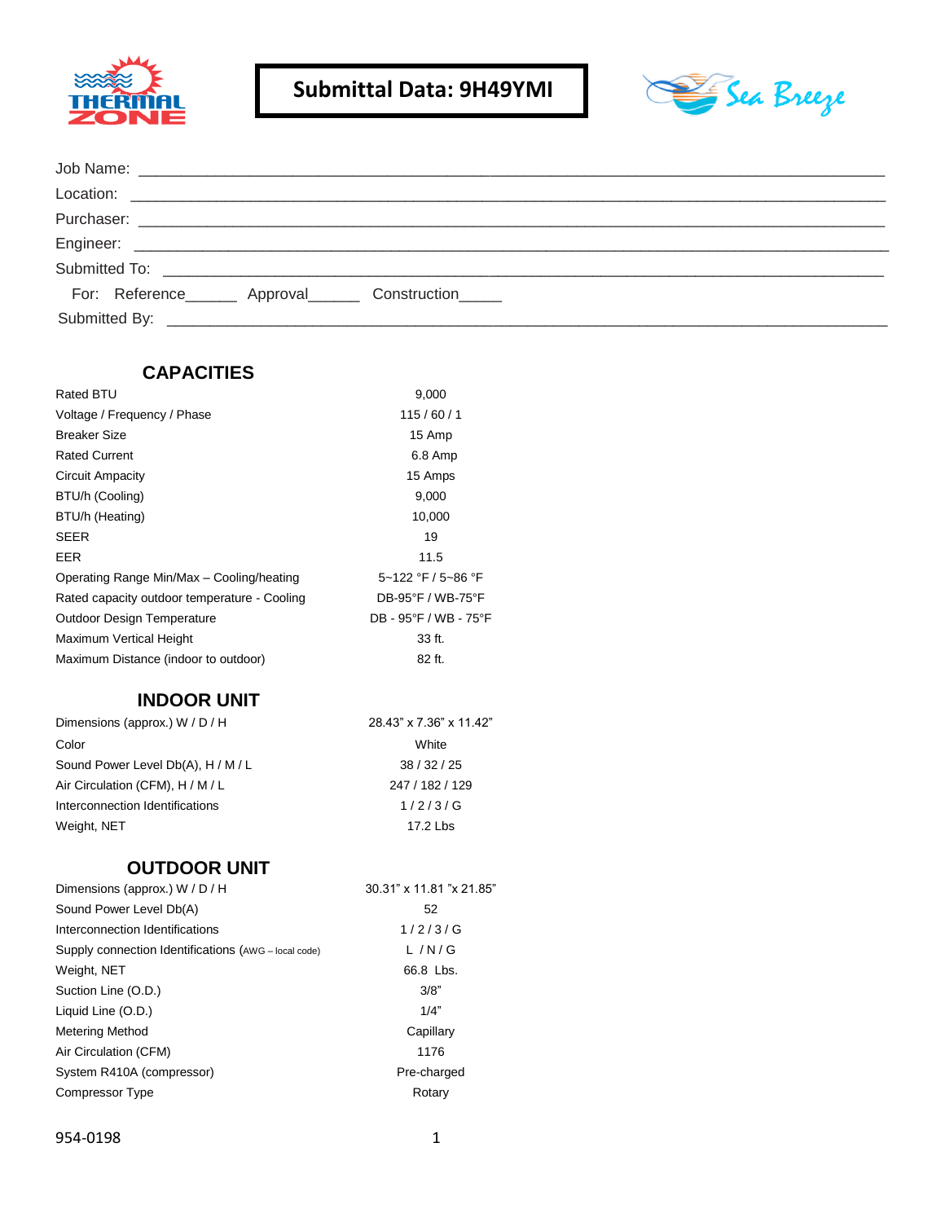THERMAL ZONE

# Submittal Data: 9H49YMI

Sea Breeze

Job Name: ___________________________________________________________________________

Location: ___________________________________________________________________________

Purchaser: ___________________________________________________________________________

Engineer: ___________________________________________________________________________

Submitted To: ___________________________________________________________________________

For: Reference______ Approval______ Construction_____

Submitted By: ___________________________________________________________________________

## CAPACITIES

| | |
|---|---|
| Rated BTU | 9,000 |
| Voltage / Frequency / Phase | 115 / 60 / 1 |
| Breaker Size | 15 Amp |
| Rated Current | 6.8 Amp |
| Circuit Ampacity | 15 Amps |
| BTU/h (Cooling) | 9,000 |
| BTU/h (Heating) | 10,000 |
| SEER | 19 |
| EER | 11.5 |
| Operating Range Min/Max – Cooling/heating | 5~122 °F / 5~86 °F |
| Rated capacity outdoor temperature - Cooling | DB-95°F / WB-75°F |
| Outdoor Design Temperature | DB - 95°F / WB - 75°F |
| Maximum Vertical Height | 33 ft. |
| Maximum Distance (indoor to outdoor) | 82 ft. |

## INDOOR UNIT

| | |
|---|---|
| Dimensions (approx.) W / D / H | 28.43" x 7.36" x 11.42" |
| Color | White |
| Sound Power Level Db(A), H / M / L | 38 / 32 / 25 |
| Air Circulation (CFM), H / M / L | 247 / 182 / 129 |
| Interconnection Identifications | 1 / 2 / 3 / G |
| Weight, NET | 17.2 Lbs |

## OUTDOOR UNIT

| | |
|---|---|
| Dimensions (approx.) W / D / H | 30.31" x 11.81 "x 21.85" |
| Sound Power Level Db(A) | 52 |
| Interconnection Identifications | 1 / 2 / 3 / G |
| Supply connection Identifications (AWG – local code) | L / N / G |
| Weight, NET | 66.8 Lbs. |
| Suction Line (O.D.) | 3/8" |
| Liquid Line (O.D.) | 1/4" |
| Metering Method | Capillary |
| Air Circulation (CFM) | 1176 |
| System R410A (compressor) | Pre-charged |
| Compressor Type | Rotary |

954-0198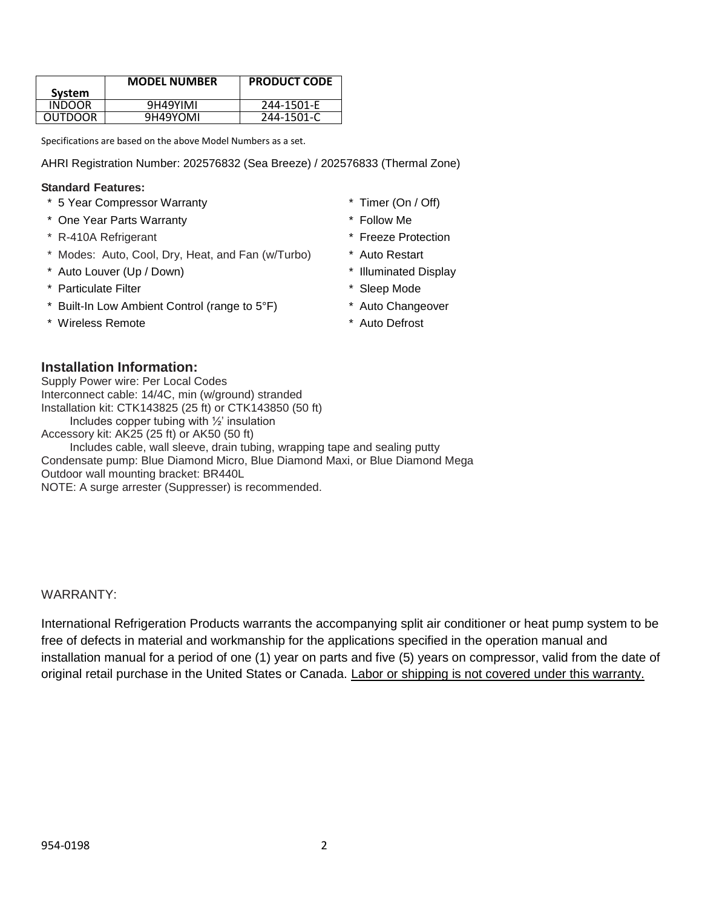| System | MODEL NUMBER | PRODUCT CODE |
|---|---|---|
| INDOOR | 9H49YIMI | 244-1501-E |
| OUTDOOR | 9H49YOMI | 244-1501-C |

Specifications are based on the above Model Numbers as a set.

AHRI Registration Number: 202576832 (Sea Breeze) / 202576833 (Thermal Zone)

**Standard Features:**

* 5 Year Compressor Warranty
* One Year Parts Warranty
* R-410A Refrigerant
* Modes: Auto, Cool, Dry, Heat, and Fan (w/Turbo)
* Auto Louver (Up / Down)
* Particulate Filter
* Built-In Low Ambient Control (range to 5°F)
* Wireless Remote
* Timer (On / Off)
* Follow Me
* Freeze Protection
* Auto Restart
* Illuminated Display
* Sleep Mode
* Auto Changeover
* Auto Defrost

## Installation Information:

Supply Power wire: Per Local Codes
Interconnect cable: 14/4C, min (w/ground) stranded
Installation kit: CTK143825 (25 ft) or CTK143850 (50 ft)
Includes copper tubing with ½' insulation
Accessory kit: AK25 (25 ft) or AK50 (50 ft)
Includes cable, wall sleeve, drain tubing, wrapping tape and sealing putty
Condensate pump: Blue Diamond Micro, Blue Diamond Maxi, or Blue Diamond Mega
Outdoor wall mounting bracket: BR440L
NOTE: A surge arrester (Suppresser) is recommended.

WARRANTY:

International Refrigeration Products warrants the accompanying split air conditioner or heat pump system to be free of defects in material and workmanship for the applications specified in the operation manual and installation manual for a period of one (1) year on parts and five (5) years on compressor, valid from the date of original retail purchase in the United States or Canada. <u>Labor or shipping is not covered under this warranty.</u>

954-0198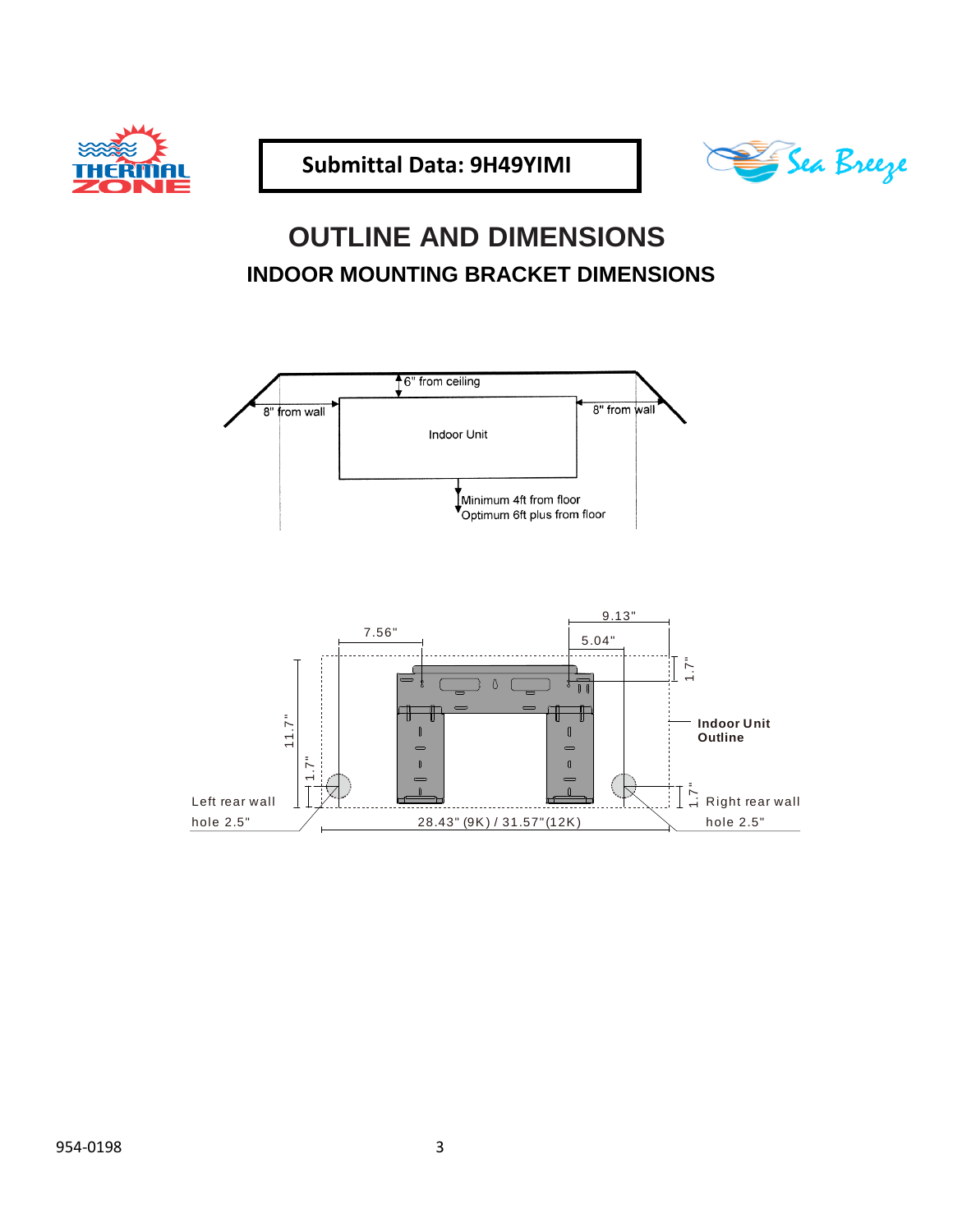Submittal Data: 9H49YIMI

# OUTLINE AND DIMENSIONS

## INDOOR MOUNTING BRACKET DIMENSIONS

6" from ceiling

8" from wall

8" from wall

Indoor Unit

Minimum 4ft from floor
Optimum 6ft plus from floor

9.13"

7.56"

5.04"

1.7"

11.7"

1.7"

Indoor Unit Outline

1.7"

Left rear wall hole 2.5"

28.43" (9K) / 31.57"(12K)

Right rear wall hole 2.5"

954-0198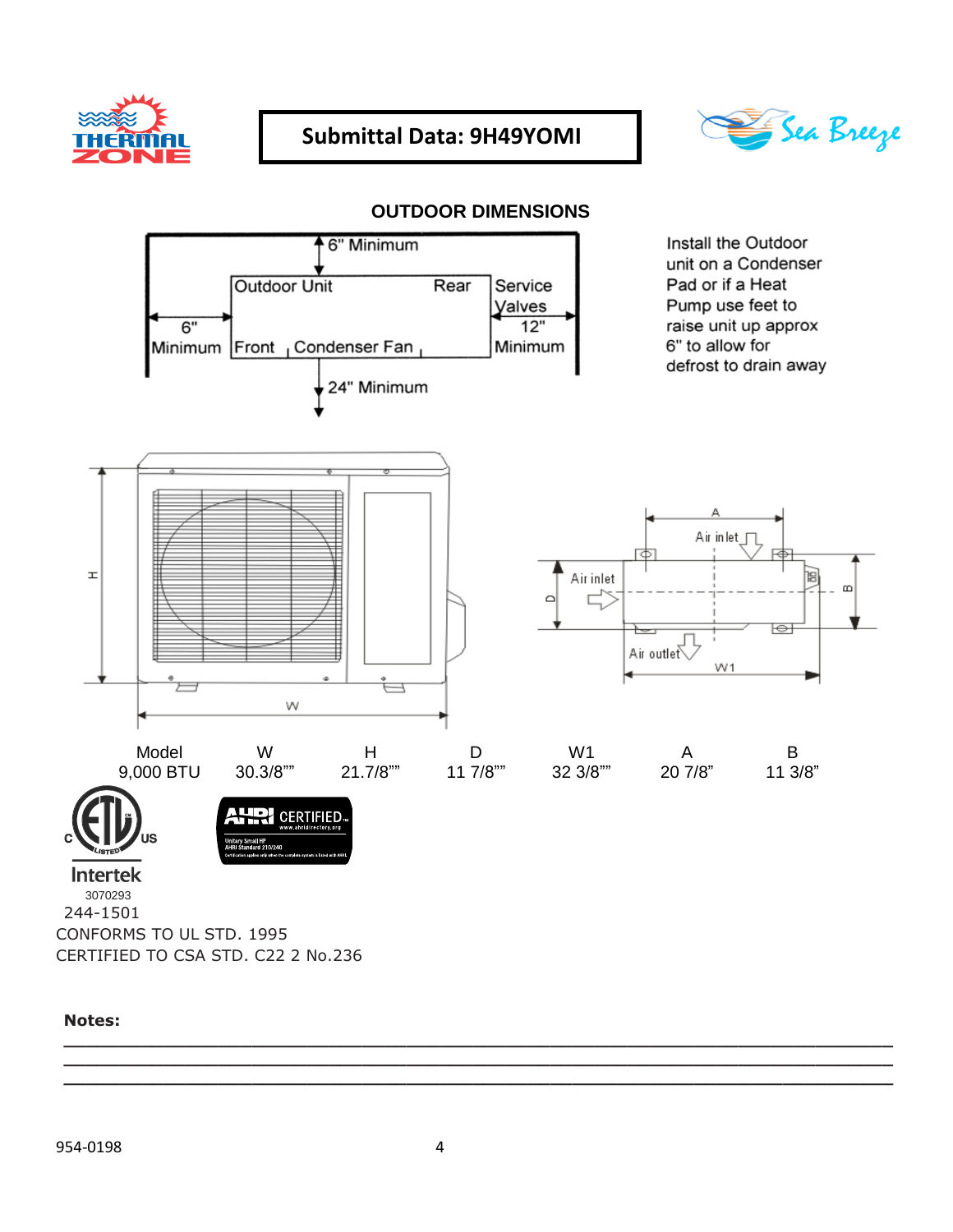## Submittal Data: 9H49YOMI

### OUTDOOR DIMENSIONS

6" Minimum

Outdoor Unit

Rear

Service Valves

6" Minimum

Front

Condenser Fan

12" Minimum

24" Minimum

Install the Outdoor unit on a Condenser Pad or if a Heat Pump use feet to raise unit up approx 6" to allow for defrost to drain away

H

W

A

Air inlet

Air inlet

D

B

Air outlet

W1

| Model | W | H | D | W1 | A | B |
|---|---|---|---|---|---|---|
| 9,000 BTU | 30.3/8"" | 21.7/8"" | 11 7/8"" | 32 3/8"" | 20 7/8" | 11 3/8" |

Intertek

3070293

244-1501

CONFORMS TO UL STD. 1995

CERTIFIED TO CSA STD. C22 2 No.236

**Notes:**

954-0198